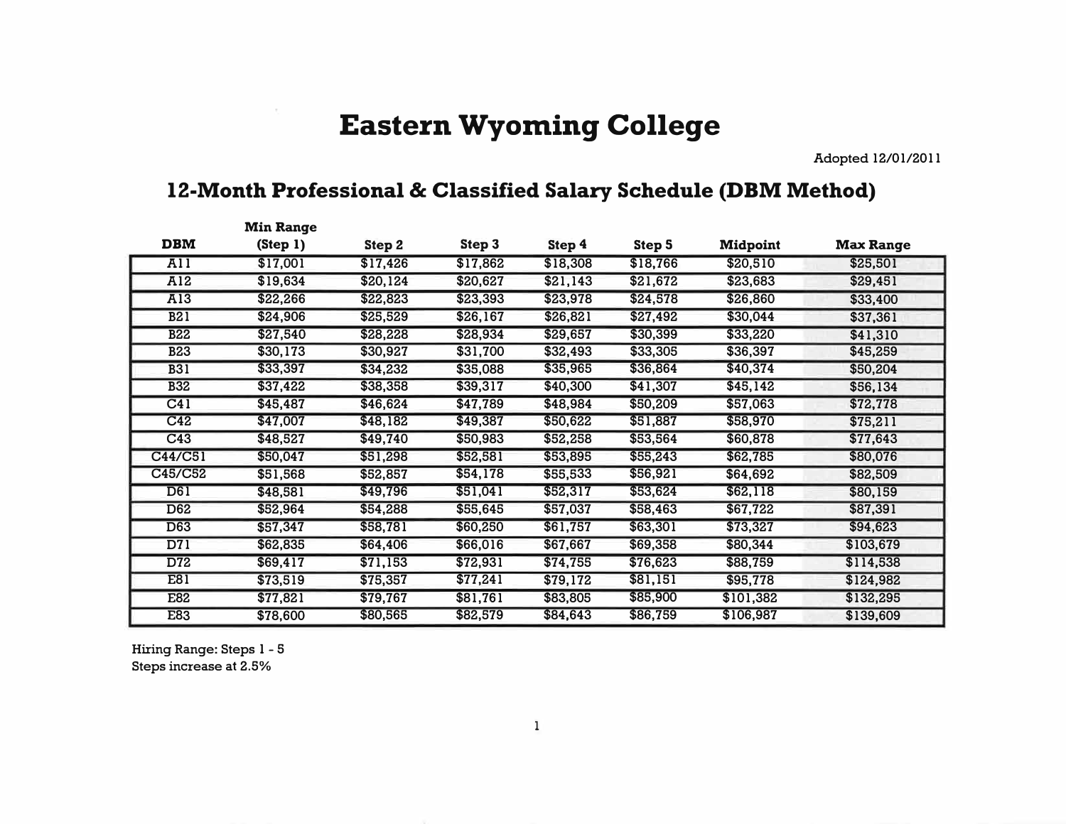# Eastern Wyoming College

Adopted 12/01/2011

## 12-Month Professional & Classified Salary Schedule (DBM Method)

| DBM | Min Range (Step 1) | Step 2 | Step 3 | Step 4 | Step 5 | Midpoint | Max Range |
|---|---|---|---|---|---|---|---|
| A11 | $17,001 | $17,426 | $17,862 | $18,308 | $18,766 | $20,510 | $25,501 |
| A12 | $19,634 | $20,124 | $20,627 | $21,143 | $21,672 | $23,683 | $29,451 |
| A13 | $22,266 | $22,823 | $23,393 | $23,978 | $24,578 | $26,860 | $33,400 |
| B21 | $24,906 | $25,529 | $26,167 | $26,821 | $27,492 | $30,044 | $37,361 |
| B22 | $27,540 | $28,228 | $28,934 | $29,657 | $30,399 | $33,220 | $41,310 |
| B23 | $30,173 | $30,927 | $31,700 | $32,493 | $33,305 | $36,397 | $45,259 |
| B31 | $33,397 | $34,232 | $35,088 | $35,965 | $36,864 | $40,374 | $50,204 |
| B32 | $37,422 | $38,358 | $39,317 | $40,300 | $41,307 | $45,142 | $56,134 |
| C41 | $45,487 | $46,624 | $47,789 | $48,984 | $50,209 | $57,063 | $72,778 |
| C42 | $47,007 | $48,182 | $49,387 | $50,622 | $51,887 | $58,970 | $75,211 |
| C43 | $48,527 | $49,740 | $50,983 | $52,258 | $53,564 | $60,878 | $77,643 |
| C44/C51 | $50,047 | $51,298 | $52,581 | $53,895 | $55,243 | $62,785 | $80,076 |
| C45/C52 | $51,568 | $52,857 | $54,178 | $55,533 | $56,921 | $64,692 | $82,509 |
| D61 | $48,581 | $49,796 | $51,041 | $52,317 | $53,624 | $62,118 | $80,159 |
| D62 | $52,964 | $54,288 | $55,645 | $57,037 | $58,463 | $67,722 | $87,391 |
| D63 | $57,347 | $58,781 | $60,250 | $61,757 | $63,301 | $73,327 | $94,623 |
| D71 | $62,835 | $64,406 | $66,016 | $67,667 | $69,358 | $80,344 | $103,679 |
| D72 | $69,417 | $71,153 | $72,931 | $74,755 | $76,623 | $88,759 | $114,538 |
| E81 | $73,519 | $75,357 | $77,241 | $79,172 | $81,151 | $95,778 | $124,982 |
| E82 | $77,821 | $79,767 | $81,761 | $83,805 | $85,900 | $101,382 | $132,295 |
| E83 | $78,600 | $80,565 | $82,579 | $84,643 | $86,759 | $106,987 | $139,609 |

Hiring Range: Steps 1 - 5
Steps increase at 2.5%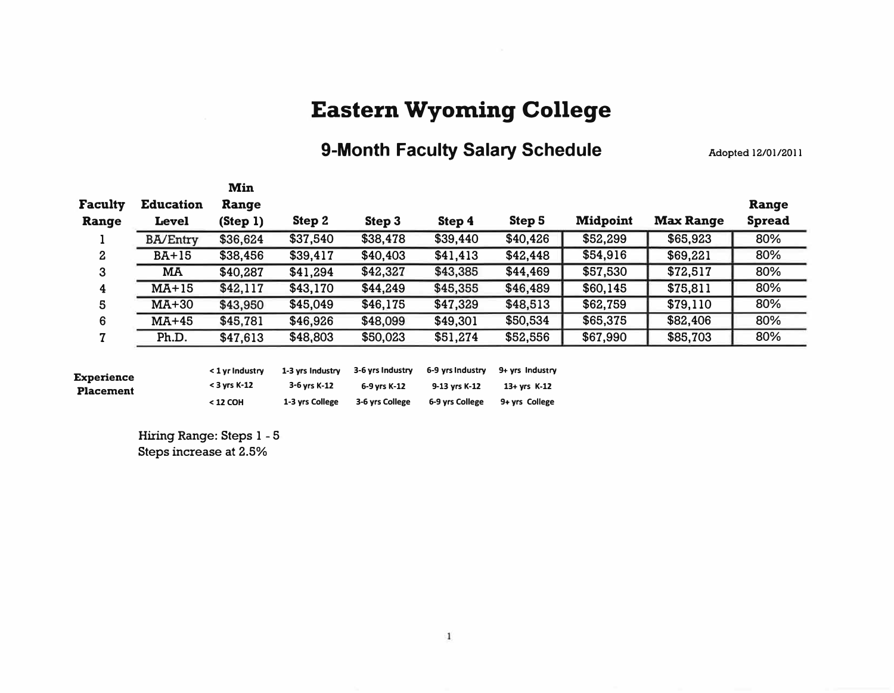# Eastern Wyoming College

## 9-Month Faculty Salary Schedule

Adopted 12/01/2011

| Faculty Range | Education Level | Min Range (Step 1) | Step 2 | Step 3 | Step 4 | Step 5 | Midpoint | Max Range | Range Spread |
|---|---|---|---|---|---|---|---|---|---|
| 1 | BA/Entry | $36,624 | $37,540 | $38,478 | $39,440 | $40,426 | $52,299 | $65,923 | 80% |
| 2 | BA+15 | $38,456 | $39,417 | $40,403 | $41,413 | $42,448 | $54,916 | $69,221 | 80% |
| 3 | MA | $40,287 | $41,294 | $42,327 | $43,385 | $44,469 | $57,530 | $72,517 | 80% |
| 4 | MA+15 | $42,117 | $43,170 | $44,249 | $45,355 | $46,489 | $60,145 | $75,811 | 80% |
| 5 | MA+30 | $43,950 | $45,049 | $46,175 | $47,329 | $48,513 | $62,759 | $79,110 | 80% |
| 6 | MA+45 | $45,781 | $46,926 | $48,099 | $49,301 | $50,534 | $65,375 | $82,406 | 80% |
| 7 | Ph.D. | $47,613 | $48,803 | $50,023 | $51,274 | $52,556 | $67,990 | $85,703 | 80% |
| **Experience Placement** | | < 1 yr Industry<br>< 3 yrs K-12<br>< 12 COH | 1-3 yrs Industry<br>3-6 yrs K-12<br>1-3 yrs College | 3-6 yrs Industry<br>6-9 yrs K-12<br>3-6 yrs College | 6-9 yrs Industry<br>9-13 yrs K-12<br>6-9 yrs College | 9+ yrs Industry<br>13+ yrs K-12<br>9+ yrs College | | | |

Hiring Range: Steps 1 - 5
Steps increase at 2.5%